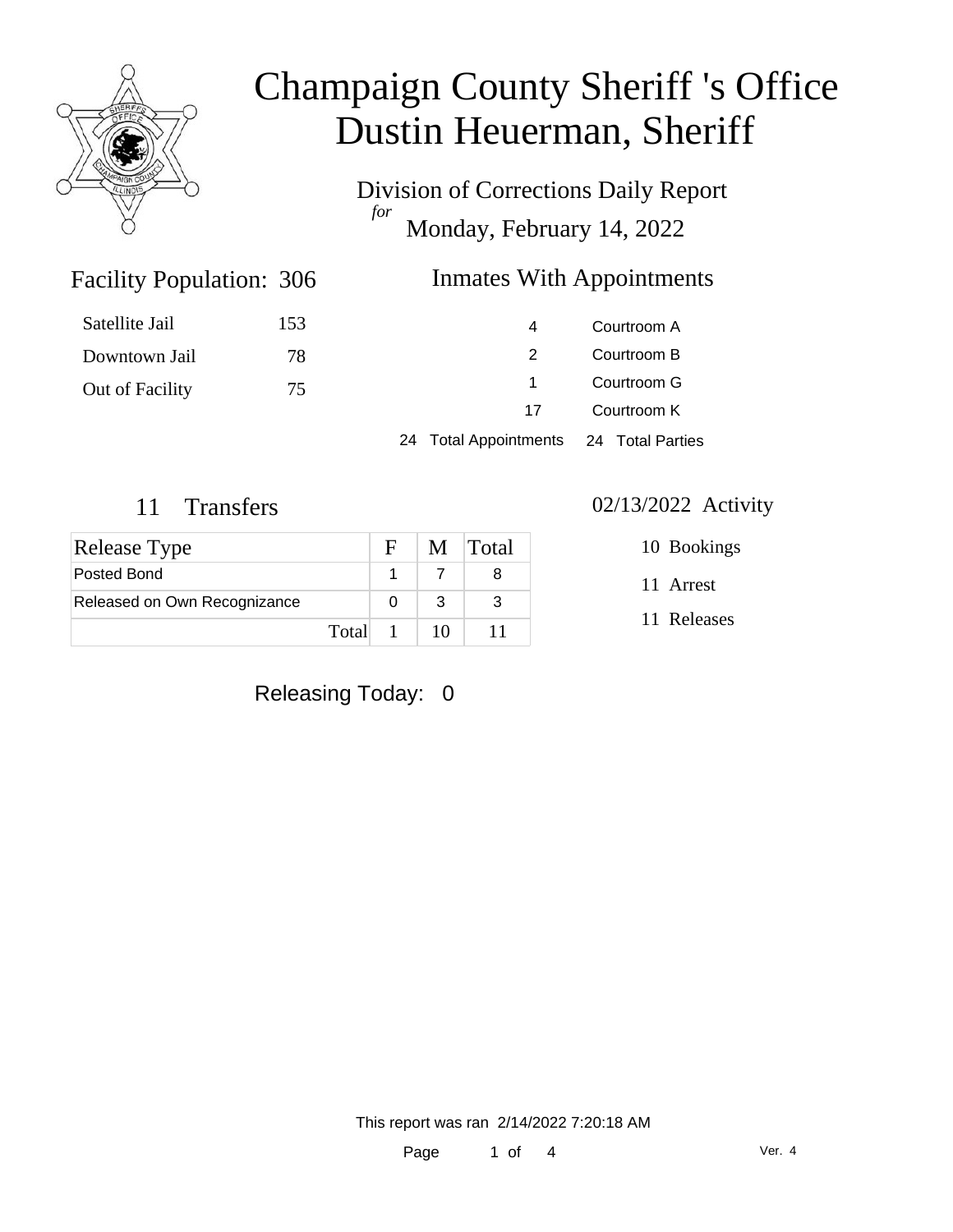# Champaign County Sheriff 's Office
# Dustin Heuerman, Sheriff

Division of Corrections Daily Report
*for*
Monday, February 14, 2022

## Facility Population: 306

| | |
|---|---|
| Satellite Jail | 153 |
| Downtown Jail | 78 |
| Out of Facility | 75 |

## Inmates With Appointments

| | |
|---|---|
| 4 | Courtroom A |
| 2 | Courtroom B |
| 1 | Courtroom G |
| 17 | Courtroom K |
| 24 Total Appointments | 24 Total Parties |

## 11 Transfers

| Release Type | F | M | Total |
|---|---|---|---|
| Posted Bond | 1 | 7 | 8 |
| Released on Own Recognizance | 0 | 3 | 3 |
| Total | 1 | 10 | 11 |

## 02/13/2022 Activity

10 Bookings

11 Arrest

11 Releases

Releasing Today: 0

This report was ran 2/14/2022 7:20:18 AM

Ver. 4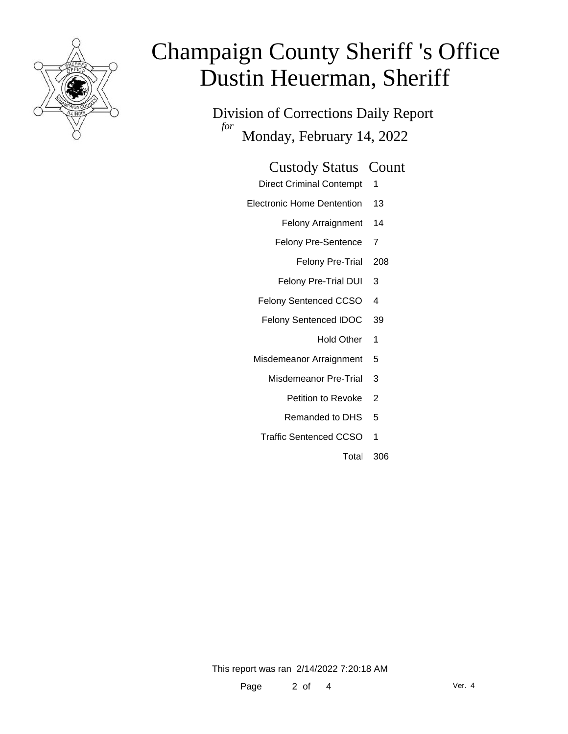# Champaign County Sheriff 's Office
# Dustin Heuerman, Sheriff

Division of Corrections Daily Report
*for*
Monday, February 14, 2022

| Custody Status | Count |
|---|---|
| Direct Criminal Contempt | 1 |
| Electronic Home Dentention | 13 |
| Felony Arraignment | 14 |
| Felony Pre-Sentence | 7 |
| Felony Pre-Trial | 208 |
| Felony Pre-Trial DUI | 3 |
| Felony Sentenced CCSO | 4 |
| Felony Sentenced IDOC | 39 |
| Hold Other | 1 |
| Misdemeanor Arraignment | 5 |
| Misdemeanor Pre-Trial | 3 |
| Petition to Revoke | 2 |
| Remanded to DHS | 5 |
| Traffic Sentenced CCSO | 1 |
| Total | 306 |

This report was ran 2/14/2022 7:20:18 AM

Ver. 4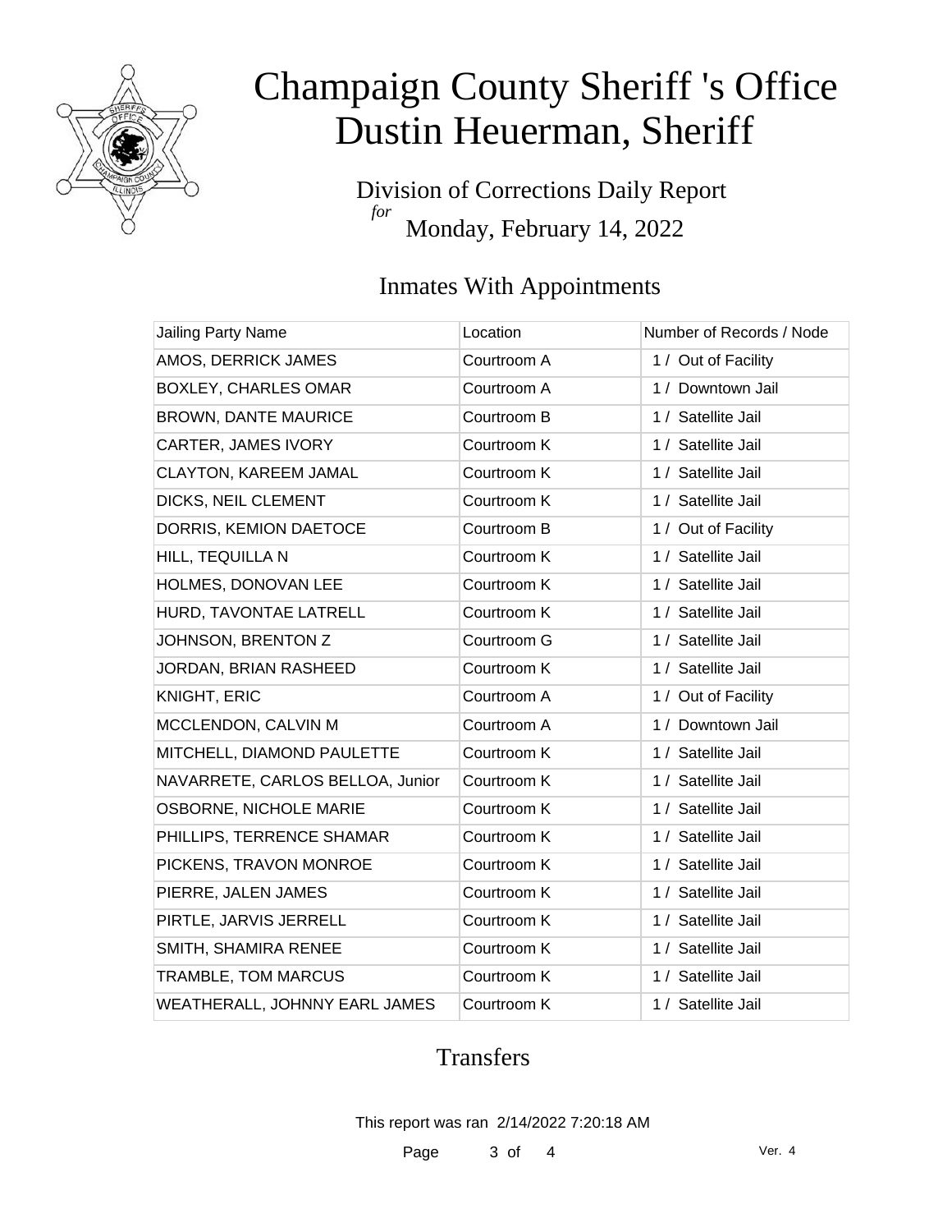# Champaign County Sheriff 's Office
# Dustin Heuerman, Sheriff

Division of Corrections Daily Report
*for*
Monday, February 14, 2022

## Inmates With Appointments

| Jailing Party Name | Location | Number of Records / Node |
| --- | --- | --- |
| AMOS, DERRICK JAMES | Courtroom A | 1 / Out of Facility |
| BOXLEY, CHARLES OMAR | Courtroom A | 1 / Downtown Jail |
| BROWN, DANTE MAURICE | Courtroom B | 1 / Satellite Jail |
| CARTER, JAMES IVORY | Courtroom K | 1 / Satellite Jail |
| CLAYTON, KAREEM JAMAL | Courtroom K | 1 / Satellite Jail |
| DICKS, NEIL CLEMENT | Courtroom K | 1 / Satellite Jail |
| DORRIS, KEMION DAETOCE | Courtroom B | 1 / Out of Facility |
| HILL, TEQUILLA N | Courtroom K | 1 / Satellite Jail |
| HOLMES, DONOVAN LEE | Courtroom K | 1 / Satellite Jail |
| HURD, TAVONTAE LATRELL | Courtroom K | 1 / Satellite Jail |
| JOHNSON, BRENTON Z | Courtroom G | 1 / Satellite Jail |
| JORDAN, BRIAN RASHEED | Courtroom K | 1 / Satellite Jail |
| KNIGHT, ERIC | Courtroom A | 1 / Out of Facility |
| MCCLENDON, CALVIN M | Courtroom A | 1 / Downtown Jail |
| MITCHELL, DIAMOND PAULETTE | Courtroom K | 1 / Satellite Jail |
| NAVARRETE, CARLOS BELLOA, Junior | Courtroom K | 1 / Satellite Jail |
| OSBORNE, NICHOLE MARIE | Courtroom K | 1 / Satellite Jail |
| PHILLIPS, TERRENCE SHAMAR | Courtroom K | 1 / Satellite Jail |
| PICKENS, TRAVON MONROE | Courtroom K | 1 / Satellite Jail |
| PIERRE, JALEN JAMES | Courtroom K | 1 / Satellite Jail |
| PIRTLE, JARVIS JERRELL | Courtroom K | 1 / Satellite Jail |
| SMITH, SHAMIRA RENEE | Courtroom K | 1 / Satellite Jail |
| TRAMBLE, TOM MARCUS | Courtroom K | 1 / Satellite Jail |
| WEATHERALL, JOHNNY EARL JAMES | Courtroom K | 1 / Satellite Jail |

## Transfers

This report was ran 2/14/2022 7:20:18 AM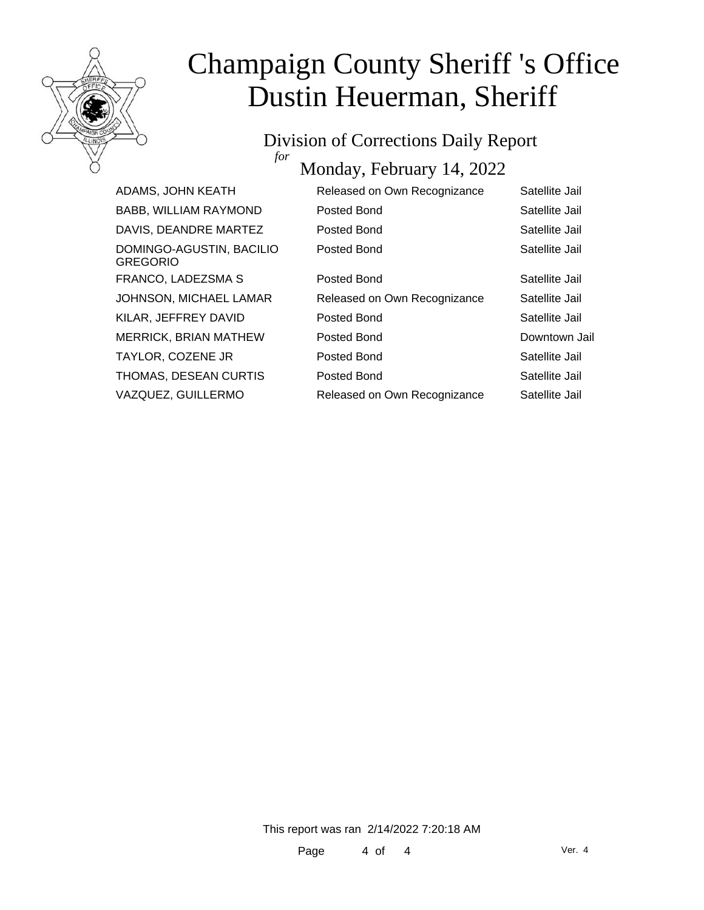# Champaign County Sheriff 's Office
# Dustin Heuerman, Sheriff

## Division of Corrections Daily Report

*for*

## Monday, February 14, 2022

| | | |
|---|---|---|
| ADAMS, JOHN KEATH | Released on Own Recognizance | Satellite Jail |
| BABB, WILLIAM RAYMOND | Posted Bond | Satellite Jail |
| DAVIS, DEANDRE MARTEZ | Posted Bond | Satellite Jail |
| DOMINGO-AGUSTIN, BACILIO GREGORIO | Posted Bond | Satellite Jail |
| FRANCO, LADEZSMA S | Posted Bond | Satellite Jail |
| JOHNSON, MICHAEL LAMAR | Released on Own Recognizance | Satellite Jail |
| KILAR, JEFFREY DAVID | Posted Bond | Satellite Jail |
| MERRICK, BRIAN MATHEW | Posted Bond | Downtown Jail |
| TAYLOR, COZENE JR | Posted Bond | Satellite Jail |
| THOMAS, DESEAN CURTIS | Posted Bond | Satellite Jail |
| VAZQUEZ, GUILLERMO | Released on Own Recognizance | Satellite Jail |

This report was ran 2/14/2022 7:20:18 AM

Ver. 4